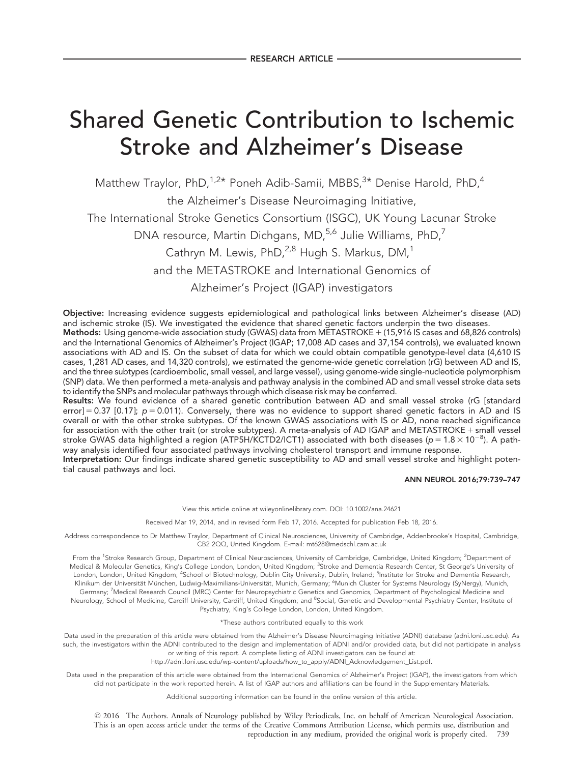RESEARCH ARTICLE

# Shared Genetic Contribution to Ischemic Stroke and Alzheimer's Disease

Matthew Traylor, PhD,[1,2*] Poneh Adib-Samii, MBBS,[3*] Denise Harold, PhD,[4] the Alzheimer's Disease Neuroimaging Initiative, The International Stroke Genetics Consortium (ISGC), UK Young Lacunar Stroke DNA resource, Martin Dichgans, MD,[5,6] Julie Williams, PhD,[7] Cathryn M. Lewis, PhD,[2,8] Hugh S. Markus, DM,[1] and the METASTROKE and International Genomics of Alzheimer's Project (IGAP) investigators

**Objective:** Increasing evidence suggests epidemiological and pathological links between Alzheimer's disease (AD) and ischemic stroke (IS). We investigated the evidence that shared genetic factors underpin the two diseases.
**Methods:** Using genome-wide association study (GWAS) data from METASTROKE + (15,916 IS cases and 68,826 controls) and the International Genomics of Alzheimer's Project (IGAP; 17,008 AD cases and 37,154 controls), we evaluated known associations with AD and IS. On the subset of data for which we could obtain compatible genotype-level data (4,610 IS cases, 1,281 AD cases, and 14,320 controls), we estimated the genome-wide genetic correlation (rG) between AD and IS, and the three subtypes (cardioembolic, small vessel, and large vessel), using genome-wide single-nucleotide polymorphism (SNP) data. We then performed a meta-analysis and pathway analysis in the combined AD and small vessel stroke data sets to identify the SNPs and molecular pathways through which disease risk may be conferred.
**Results:** We found evidence of a shared genetic contribution between AD and small vessel stroke (rG [standard error] = 0.37 [0.17]; $p = 0.011$). Conversely, there was no evidence to support shared genetic factors in AD and IS overall or with the other stroke subtypes. Of the known GWAS associations with IS or AD, none reached significance for association with the other trait (or stroke subtypes). A meta-analysis of AD IGAP and METASTROKE + small vessel stroke GWAS data highlighted a region (ATP5H/KCTD2/ICT1) associated with both diseases ($p = 1.8 \times 10^{-8}$). A pathway analysis identified four associated pathways involving cholesterol transport and immune response.
**Interpretation:** Our findings indicate shared genetic susceptibility to AD and small vessel stroke and highlight potential causal pathways and loci.

ANN NEUROL 2016;79:739–747

View this article online at wileyonlinelibrary.com. DOI: 10.1002/ana.24621

Received Mar 19, 2014, and in revised form Feb 17, 2016. Accepted for publication Feb 18, 2016.

Address correspondence to Dr Matthew Traylor, Department of Clinical Neurosciences, University of Cambridge, Addenbrooke's Hospital, Cambridge, CB2 2QQ, United Kingdom. E-mail: mt628@medschl.cam.ac.uk

From the [1]Stroke Research Group, Department of Clinical Neurosciences, University of Cambridge, Cambridge, United Kingdom; [2]Department of Medical & Molecular Genetics, King's College London, London, United Kingdom; [3]Stroke and Dementia Research Center, St George's University of London, London, United Kingdom; [4]School of Biotechnology, Dublin City University, Dublin, Ireland; [5]Institute for Stroke and Dementia Research, Klinikum der Universität München, Ludwig-Maximilians-Universität, Munich, Germany; [6]Munich Cluster for Systems Neurology (SyNergy), Munich, Germany; [7]Medical Research Council (MRC) Center for Neuropsychiatric Genetics and Genomics, Department of Psychological Medicine and Neurology, School of Medicine, Cardiff University, Cardiff, United Kingdom; and [8]Social, Genetic and Developmental Psychiatry Center, Institute of Psychiatry, King's College London, London, United Kingdom.

*These authors contributed equally to this work

Data used in the preparation of this article were obtained from the Alzheimer's Disease Neuroimaging Initiative (ADNI) database (adni.loni.usc.edu). As such, the investigators within the ADNI contributed to the design and implementation of ADNI and/or provided data, but did not participate in analysis or writing of this report. A complete listing of ADNI investigators can be found at: http://adni.loni.usc.edu/wp-content/uploads/how_to_apply/ADNI_Acknowledgement_List.pdf.

Data used in the preparation of this article were obtained from the International Genomics of Alzheimer's Project (IGAP), the investigators from which did not participate in the work reported herein. A list of IGAP authors and affiliations can be found in the Supplementary Materials.

Additional supporting information can be found in the online version of this article.

© 2016 The Authors. Annals of Neurology published by Wiley Periodicals, Inc. on behalf of American Neurological Association. This is an open access article under the terms of the Creative Commons Attribution License, which permits use, distribution and reproduction in any medium, provided the original work is properly cited.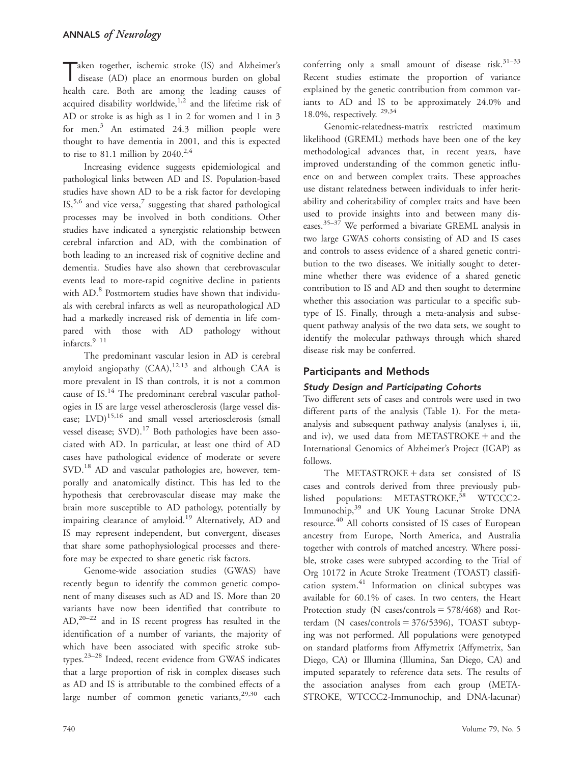Taken together, ischemic stroke (IS) and Alzheimer's disease (AD) place an enormous burden on global health care. Both are among the leading causes of acquired disability worldwide,[1,2] and the lifetime risk of AD or stroke is as high as 1 in 2 for women and 1 in 3 for men.[3] An estimated 24.3 million people were thought to have dementia in 2001, and this is expected to rise to 81.1 million by 2040.[2,4]

Increasing evidence suggests epidemiological and pathological links between AD and IS. Population-based studies have shown AD to be a risk factor for developing IS,[5,6] and vice versa,[7] suggesting that shared pathological processes may be involved in both conditions. Other studies have indicated a synergistic relationship between cerebral infarction and AD, with the combination of both leading to an increased risk of cognitive decline and dementia. Studies have also shown that cerebrovascular events lead to more-rapid cognitive decline in patients with AD.[8] Postmortem studies have shown that individuals with cerebral infarcts as well as neuropathological AD had a markedly increased risk of dementia in life compared with those with AD pathology without infarcts.[9–11]

The predominant vascular lesion in AD is cerebral amyloid angiopathy (CAA),[12,13] and although CAA is more prevalent in IS than controls, it is not a common cause of IS.[14] The predominant cerebral vascular pathologies in IS are large vessel atherosclerosis (large vessel disease; LVD)[15,16] and small vessel arteriosclerosis (small vessel disease; SVD).[17] Both pathologies have been associated with AD. In particular, at least one third of AD cases have pathological evidence of moderate or severe SVD.[18] AD and vascular pathologies are, however, temporally and anatomically distinct. This has led to the hypothesis that cerebrovascular disease may make the brain more susceptible to AD pathology, potentially by impairing clearance of amyloid.[19] Alternatively, AD and IS may represent independent, but convergent, diseases that share some pathophysiological processes and therefore may be expected to share genetic risk factors.

Genome-wide association studies (GWAS) have recently begun to identify the common genetic component of many diseases such as AD and IS. More than 20 variants have now been identified that contribute to AD,[20–22] and in IS recent progress has resulted in the identification of a number of variants, the majority of which have been associated with specific stroke subtypes.[23–28] Indeed, recent evidence from GWAS indicates that a large proportion of risk in complex diseases such as AD and IS is attributable to the combined effects of a large number of common genetic variants,[29,30] each conferring only a small amount of disease risk.[31–33] Recent studies estimate the proportion of variance explained by the genetic contribution from common variants to AD and IS to be approximately 24.0% and 18.0%, respectively.[29,34]

Genomic-relatedness-matrix restricted maximum likelihood (GREML) methods have been one of the key methodological advances that, in recent years, have improved understanding of the common genetic influence on and between complex traits. These approaches use distant relatedness between individuals to infer heritability and coheritability of complex traits and have been used to provide insights into and between many diseases.[35–37] We performed a bivariate GREML analysis in two large GWAS cohorts consisting of AD and IS cases and controls to assess evidence of a shared genetic contribution to the two diseases. We initially sought to determine whether there was evidence of a shared genetic contribution to IS and AD and then sought to determine whether this association was particular to a specific subtype of IS. Finally, through a meta-analysis and subsequent pathway analysis of the two data sets, we sought to identify the molecular pathways through which shared disease risk may be conferred.

## Participants and Methods

### *Study Design and Participating Cohorts*

Two different sets of cases and controls were used in two different parts of the analysis (Table 1). For the meta-analysis and subsequent pathway analysis (analyses i, iii, and iv), we used data from METASTROKE + and the International Genomics of Alzheimer's Project (IGAP) as follows.

The METASTROKE + data set consisted of IS cases and controls derived from three previously published populations: METASTROKE,[38] WTCCC2-Immunochip,[39] and UK Young Lacunar Stroke DNA resource.[40] All cohorts consisted of IS cases of European ancestry from Europe, North America, and Australia together with controls of matched ancestry. Where possible, stroke cases were subtyped according to the Trial of Org 10172 in Acute Stroke Treatment (TOAST) classification system.[41] Information on clinical subtypes was available for 60.1% of cases. In two centers, the Heart Protection study (N cases/controls = 578/468) and Rotterdam (N cases/controls = 376/5396), TOAST subtyping was not performed. All populations were genotyped on standard platforms from Affymetrix (Affymetrix, San Diego, CA) or Illumina (Illumina, San Diego, CA) and imputed separately to reference data sets. The results of the association analyses from each group (METASTROKE, WTCCC2-Immunochip, and DNA-lacunar)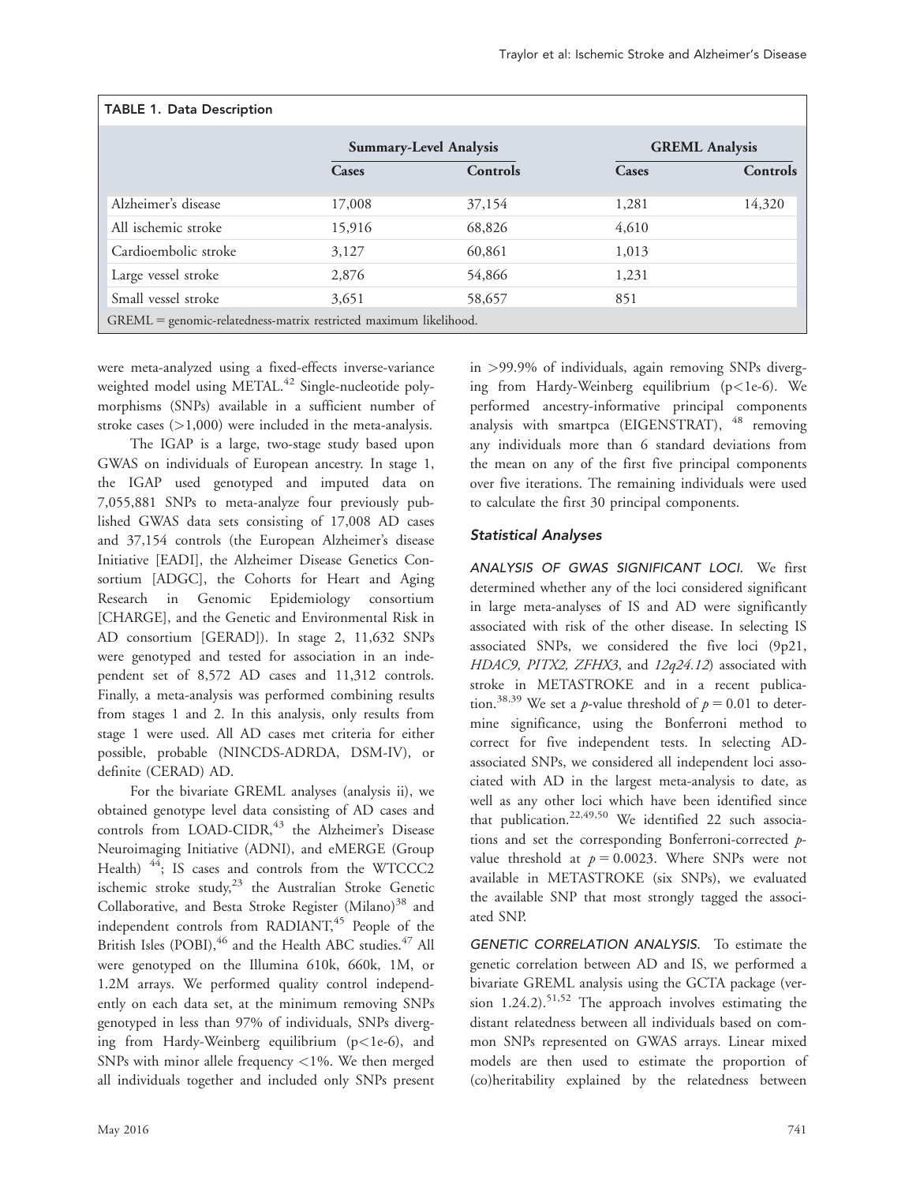**TABLE 1. Data Description**

| | Summary-Level Analysis | | GREML Analysis | |
|---|---|---|---|---|
| | Cases | Controls | Cases | Controls |
| Alzheimer's disease | 17,008 | 37,154 | 1,281 | 14,320 |
| All ischemic stroke | 15,916 | 68,826 | 4,610 | |
| Cardioembolic stroke | 3,127 | 60,861 | 1,013 | |
| Large vessel stroke | 2,876 | 54,866 | 1,231 | |
| Small vessel stroke | 3,651 | 58,657 | 851 | |

GREML = genomic-relatedness-matrix restricted maximum likelihood.

were meta-analyzed using a fixed-effects inverse-variance weighted model using METAL.[42] Single-nucleotide polymorphisms (SNPs) available in a sufficient number of stroke cases (>1,000) were included in the meta-analysis.

The IGAP is a large, two-stage study based upon GWAS on individuals of European ancestry. In stage 1, the IGAP used genotyped and imputed data on 7,055,881 SNPs to meta-analyze four previously published GWAS data sets consisting of 17,008 AD cases and 37,154 controls (the European Alzheimer's disease Initiative [EADI], the Alzheimer Disease Genetics Consortium [ADGC], the Cohorts for Heart and Aging Research in Genomic Epidemiology consortium [CHARGE], and the Genetic and Environmental Risk in AD consortium [GERAD]). In stage 2, 11,632 SNPs were genotyped and tested for association in an independent set of 8,572 AD cases and 11,312 controls. Finally, a meta-analysis was performed combining results from stages 1 and 2. In this analysis, only results from stage 1 were used. All AD cases met criteria for either possible, probable (NINCDS-ADRDA, DSM-IV), or definite (CERAD) AD.

For the bivariate GREML analyses (analysis ii), we obtained genotype level data consisting of AD cases and controls from LOAD-CIDR,[43] the Alzheimer's Disease Neuroimaging Initiative (ADNI), and eMERGE (Group Health) [44]; IS cases and controls from the WTCCC2 ischemic stroke study,[23] the Australian Stroke Genetic Collaborative, and Besta Stroke Register (Milano)[38] and independent controls from RADIANT,[45] People of the British Isles (POBI),[46] and the Health ABC studies.[47] All were genotyped on the Illumina 610k, 660k, 1M, or 1.2M arrays. We performed quality control independently on each data set, at the minimum removing SNPs genotyped in less than 97% of individuals, SNPs diverging from Hardy-Weinberg equilibrium ($p<1e\text{-}6$), and SNPs with minor allele frequency <1%. We then merged all individuals together and included only SNPs present in >99.9% of individuals, again removing SNPs diverging from Hardy-Weinberg equilibrium ($p<1e\text{-}6$). We performed ancestry-informative principal components analysis with smartpca (EIGENSTRAT), [48] removing any individuals more than 6 standard deviations from the mean on any of the first five principal components over five iterations. The remaining individuals were used to calculate the first 30 principal components.

### Statistical Analyses

**ANALYSIS OF GWAS SIGNIFICANT LOCI.** We first determined whether any of the loci considered significant in large meta-analyses of IS and AD were significantly associated with risk of the other disease. In selecting IS associated SNPs, we considered the five loci (9p21, *HDAC9, PITX2, ZFHX3*, and *12q24.12*) associated with stroke in METASTROKE and in a recent publication.[38,39] We set a *p*-value threshold of $p = 0.01$ to determine significance, using the Bonferroni method to correct for five independent tests. In selecting AD-associated SNPs, we considered all independent loci associated with AD in the largest meta-analysis to date, as well as any other loci which have been identified since that publication.[22,49,50] We identified 22 such associations and set the corresponding Bonferroni-corrected *p*-value threshold at $p = 0.0023$. Where SNPs were not available in METASTROKE (six SNPs), we evaluated the available SNP that most strongly tagged the associated SNP.

**GENETIC CORRELATION ANALYSIS.** To estimate the genetic correlation between AD and IS, we performed a bivariate GREML analysis using the GCTA package (version 1.24.2).[51,52] The approach involves estimating the distant relatedness between all individuals based on common SNPs represented on GWAS arrays. Linear mixed models are then used to estimate the proportion of (co)heritability explained by the relatedness between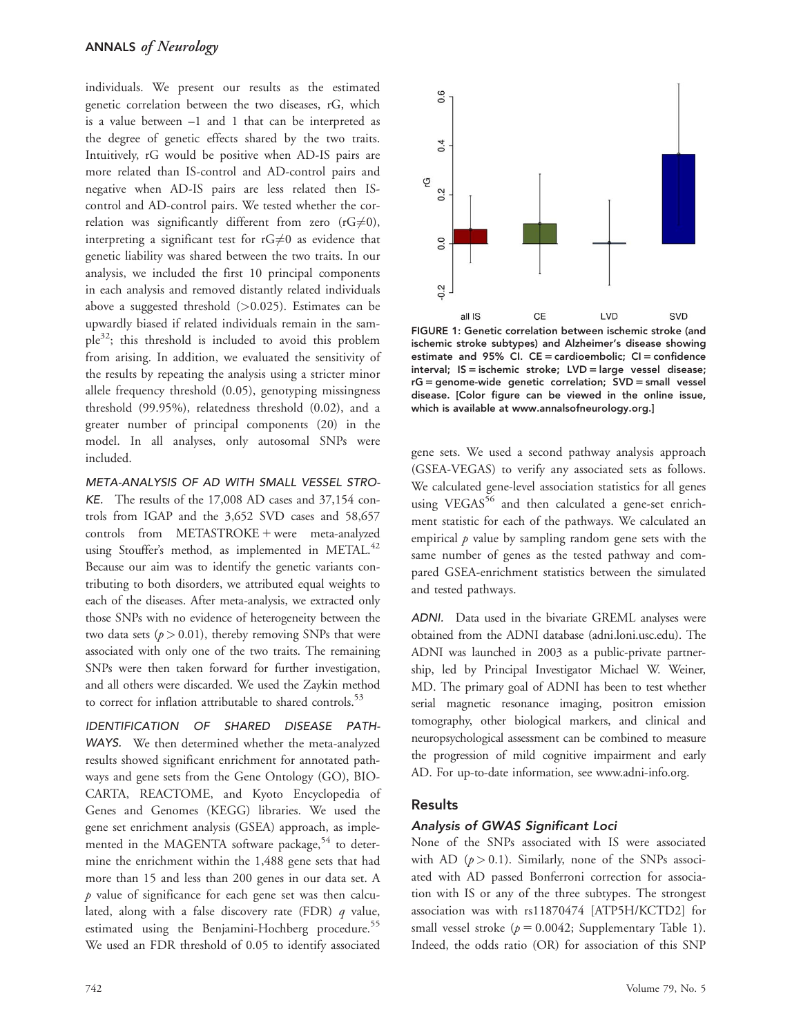individuals. We present our results as the estimated genetic correlation between the two diseases, rG, which is a value between –1 and 1 that can be interpreted as the degree of genetic effects shared by the two traits. Intuitively, rG would be positive when AD-IS pairs are more related than IS-control and AD-control pairs and negative when AD-IS pairs are less related then IS-control and AD-control pairs. We tested whether the correlation was significantly different from zero ($rG \neq 0$), interpreting a significant test for $rG \neq 0$ as evidence that genetic liability was shared between the two traits. In our analysis, we included the first 10 principal components in each analysis and removed distantly related individuals above a suggested threshold (>0.025). Estimates can be upwardly biased if related individuals remain in the sample[32]; this threshold is included to avoid this problem from arising. In addition, we evaluated the sensitivity of the results by repeating the analysis using a stricter minor allele frequency threshold (0.05), genotyping missingness threshold (99.95%), relatedness threshold (0.02), and a greater number of principal components (20) in the model. In all analyses, only autosomal SNPs were included.

*META-ANALYSIS OF AD WITH SMALL VESSEL STROKE.* The results of the 17,008 AD cases and 37,154 controls from IGAP and the 3,652 SVD cases and 58,657 controls from METASTROKE + were meta-analyzed using Stouffer's method, as implemented in METAL.[42] Because our aim was to identify the genetic variants contributing to both disorders, we attributed equal weights to each of the diseases. After meta-analysis, we extracted only those SNPs with no evidence of heterogeneity between the two data sets ($p > 0.01$), thereby removing SNPs that were associated with only one of the two traits. The remaining SNPs were then taken forward for further investigation, and all others were discarded. We used the Zaykin method to correct for inflation attributable to shared controls.[53]

*IDENTIFICATION OF SHARED DISEASE PATHWAYS.* We then determined whether the meta-analyzed results showed significant enrichment for annotated pathways and gene sets from the Gene Ontology (GO), BIOCARTA, REACTOME, and Kyoto Encyclopedia of Genes and Genomes (KEGG) libraries. We used the gene set enrichment analysis (GSEA) approach, as implemented in the MAGENTA software package,[54] to determine the enrichment within the 1,488 gene sets that had more than 15 and less than 200 genes in our data set. A $p$ value of significance for each gene set was then calculated, along with a false discovery rate (FDR) $q$ value, estimated using the Benjamini-Hochberg procedure.[55] We used an FDR threshold of 0.05 to identify associated gene sets. We used a second pathway analysis approach (GSEA-VEGAS) to verify any associated sets as follows. We calculated gene-level association statistics for all genes using VEGAS[56] and then calculated a gene-set enrichment statistic for each of the pathways. We calculated an empirical $p$ value by sampling random gene sets with the same number of genes as the tested pathway and compared GSEA-enrichment statistics between the simulated and tested pathways.

FIGURE 1: Genetic correlation between ischemic stroke (and ischemic stroke subtypes) and Alzheimer's disease showing estimate and 95% CI. CE = cardioembolic; CI = confidence interval; IS = ischemic stroke; LVD = large vessel disease; rG = genome-wide genetic correlation; SVD = small vessel disease. [Color figure can be viewed in the online issue, which is available at www.annalsofneurology.org.]

*ADNI.* Data used in the bivariate GREML analyses were obtained from the ADNI database (adni.loni.usc.edu). The ADNI was launched in 2003 as a public-private partnership, led by Principal Investigator Michael W. Weiner, MD. The primary goal of ADNI has been to test whether serial magnetic resonance imaging, positron emission tomography, other biological markers, and clinical and neuropsychological assessment can be combined to measure the progression of mild cognitive impairment and early AD. For up-to-date information, see www.adni-info.org.

## Results

### Analysis of GWAS Significant Loci

None of the SNPs associated with IS were associated with AD ($p > 0.1$). Similarly, none of the SNPs associated with AD passed Bonferroni correction for association with IS or any of the three subtypes. The strongest association was with rs11870474 [ATP5H/KCTD2] for small vessel stroke ($p = 0.0042$; Supplementary Table 1). Indeed, the odds ratio (OR) for association of this SNP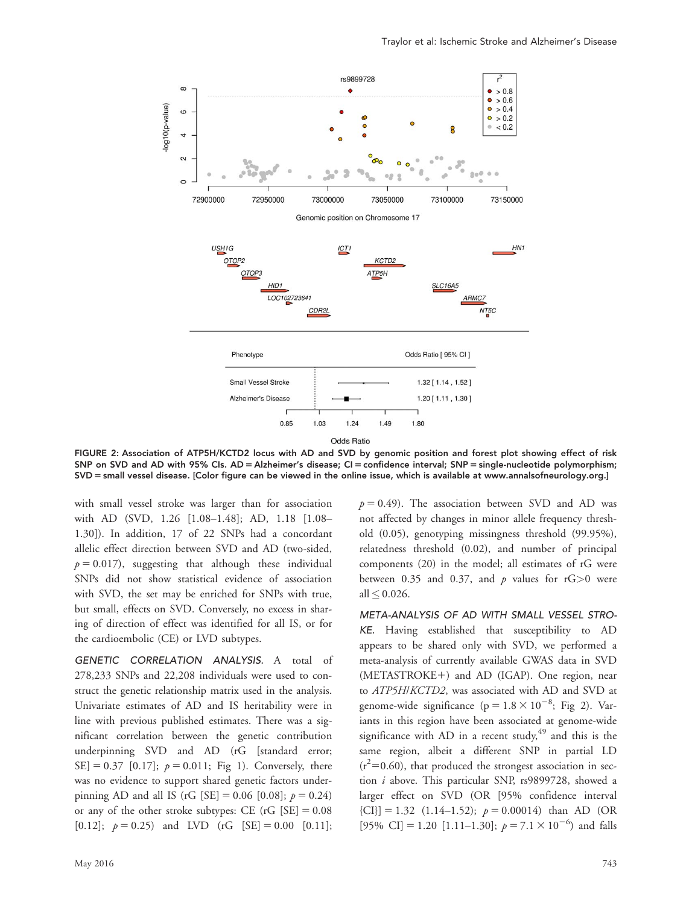FIGURE 2: Association of ATP5H/KCTD2 locus with AD and SVD by genomic position and forest plot showing effect of risk SNP on SVD and AD with 95% CIs. AD = Alzheimer's disease; CI = confidence interval; SNP = single-nucleotide polymorphism; SVD = small vessel disease. [Color figure can be viewed in the online issue, which is available at www.annalsofneurology.org.]

with small vessel stroke was larger than for association with AD (SVD, 1.26 [1.08–1.48]; AD, 1.18 [1.08–1.30]). In addition, 17 of 22 SNPs had a concordant allelic effect direction between SVD and AD (two-sided, $p = 0.017$), suggesting that although these individual SNPs did not show statistical evidence of association with SVD, the set may be enriched for SNPs with true, but small, effects on SVD. Conversely, no excess in sharing of direction of effect was identified for all IS, or for the cardioembolic (CE) or LVD subtypes.

*GENETIC CORRELATION ANALYSIS.* A total of 278,233 SNPs and 22,208 individuals were used to construct the genetic relationship matrix used in the analysis. Univariate estimates of AD and IS heritability were in line with previous published estimates. There was a significant correlation between the genetic contribution underpinning SVD and AD (rG [standard error; SE] = 0.37 [0.17]; $p = 0.011$; Fig 1). Conversely, there was no evidence to support shared genetic factors underpinning AD and all IS (rG [SE] = 0.06 [0.08]; $p = 0.24$) or any of the other stroke subtypes: CE (rG [SE] = 0.08 [0.12]; $p = 0.25$) and LVD (rG [SE] = 0.00 [0.11]; $p = 0.49$). The association between SVD and AD was not affected by changes in minor allele frequency threshold (0.05), genotyping missingness threshold (99.95%), relatedness threshold (0.02), and number of principal components (20) in the model; all estimates of rG were between 0.35 and 0.37, and $p$ values for rG>0 were all $\leq 0.026$.

*META-ANALYSIS OF AD WITH SMALL VESSEL STROKE.* Having established that susceptibility to AD appears to be shared only with SVD, we performed a meta-analysis of currently available GWAS data in SVD (METASTROKE+) and AD (IGAP). One region, near to *ATP5H/KCTD2*, was associated with AD and SVD at genome-wide significance ($p = 1.8 \times 10^{-8}$; Fig 2). Variants in this region have been associated at genome-wide significance with AD in a recent study,[49] and this is the same region, albeit a different SNP in partial LD ($r^2$=0.60), that produced the strongest association in section *i* above. This particular SNP, rs9899728, showed a larger effect on SVD (OR [95% confidence interval {CI}] = 1.32 (1.14–1.52); $p = 0.00014$) than AD (OR [95% CI] = 1.20 [1.11–1.30]; $p = 7.1 \times 10^{-6}$) and falls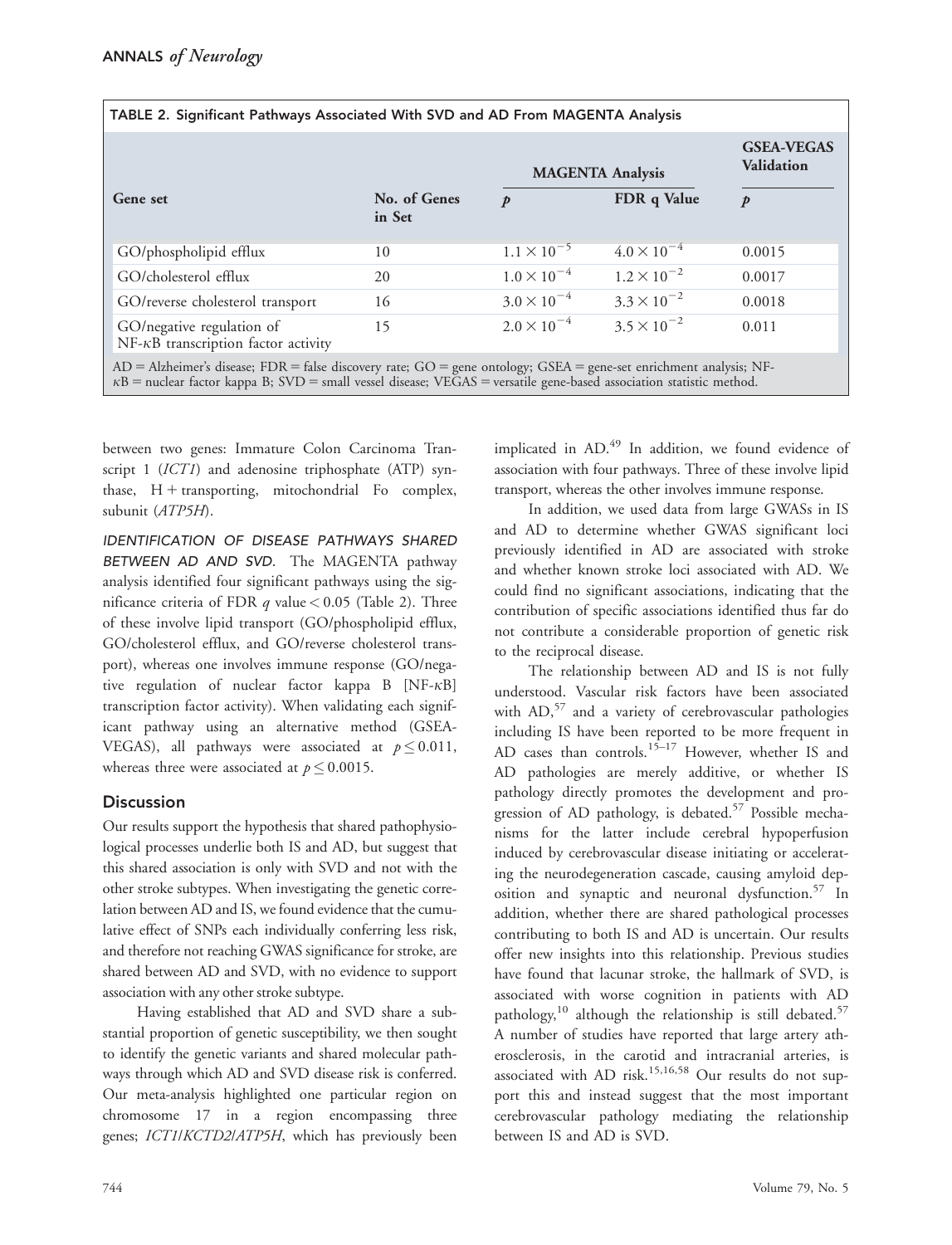TABLE 2. Significant Pathways Associated With SVD and AD From MAGENTA Analysis

| Gene set | No. of Genes in Set | MAGENTA Analysis | | GSEA-VEGAS Validation |
|---|---|---|---|---|
| | | $p$ | FDR q Value | $p$ |
| GO/phospholipid efflux | 10 | $1.1 \times 10^{-5}$ | $4.0 \times 10^{-4}$ | 0.0015 |
| GO/cholesterol efflux | 20 | $1.0 \times 10^{-4}$ | $1.2 \times 10^{-2}$ | 0.0017 |
| GO/reverse cholesterol transport | 16 | $3.0 \times 10^{-4}$ | $3.3 \times 10^{-2}$ | 0.0018 |
| GO/negative regulation of NF-κB transcription factor activity | 15 | $2.0 \times 10^{-4}$ | $3.5 \times 10^{-2}$ | 0.011 |

AD = Alzheimer's disease; FDR = false discovery rate; GO = gene ontology; GSEA = gene-set enrichment analysis; NF-κB = nuclear factor kappa B; SVD = small vessel disease; VEGAS = versatile gene-based association statistic method.

between two genes: Immature Colon Carcinoma Transcript 1 (*ICT1*) and adenosine triphosphate (ATP) synthase, H + transporting, mitochondrial Fo complex, subunit (*ATP5H*).

*IDENTIFICATION OF DISEASE PATHWAYS SHARED BETWEEN AD AND SVD.* The MAGENTA pathway analysis identified four significant pathways using the significance criteria of FDR $q$ value < 0.05 (Table 2). Three of these involve lipid transport (GO/phospholipid efflux, GO/cholesterol efflux, and GO/reverse cholesterol transport), whereas one involves immune response (GO/negative regulation of nuclear factor kappa B [NF-κB] transcription factor activity). When validating each significant pathway using an alternative method (GSEA-VEGAS), all pathways were associated at $p \leq 0.011$, whereas three were associated at $p \leq 0.0015$.

## Discussion

Our results support the hypothesis that shared pathophysiological processes underlie both IS and AD, but suggest that this shared association is only with SVD and not with the other stroke subtypes. When investigating the genetic correlation between AD and IS, we found evidence that the cumulative effect of SNPs each individually conferring less risk, and therefore not reaching GWAS significance for stroke, are shared between AD and SVD, with no evidence to support association with any other stroke subtype.

Having established that AD and SVD share a substantial proportion of genetic susceptibility, we then sought to identify the genetic variants and shared molecular pathways through which AD and SVD disease risk is conferred. Our meta-analysis highlighted one particular region on chromosome 17 in a region encompassing three genes; *ICT1*/*KCTD2*/*ATP5H*, which has previously been implicated in AD.[49] In addition, we found evidence of association with four pathways. Three of these involve lipid transport, whereas the other involves immune response.

In addition, we used data from large GWASs in IS and AD to determine whether GWAS significant loci previously identified in AD are associated with stroke and whether known stroke loci associated with AD. We could find no significant associations, indicating that the contribution of specific associations identified thus far do not contribute a considerable proportion of genetic risk to the reciprocal disease.

The relationship between AD and IS is not fully understood. Vascular risk factors have been associated with AD,[57] and a variety of cerebrovascular pathologies including IS have been reported to be more frequent in AD cases than controls.[15–17] However, whether IS and AD pathologies are merely additive, or whether IS pathology directly promotes the development and progression of AD pathology, is debated.[57] Possible mechanisms for the latter include cerebral hypoperfusion induced by cerebrovascular disease initiating or accelerating the neurodegeneration cascade, causing amyloid deposition and synaptic and neuronal dysfunction.[57] In addition, whether there are shared pathological processes contributing to both IS and AD is uncertain. Our results offer new insights into this relationship. Previous studies have found that lacunar stroke, the hallmark of SVD, is associated with worse cognition in patients with AD pathology,[10] although the relationship is still debated.[57] A number of studies have reported that large artery atherosclerosis, in the carotid and intracranial arteries, is associated with AD risk.[15,16,58] Our results do not support this and instead suggest that the most important cerebrovascular pathology mediating the relationship between IS and AD is SVD.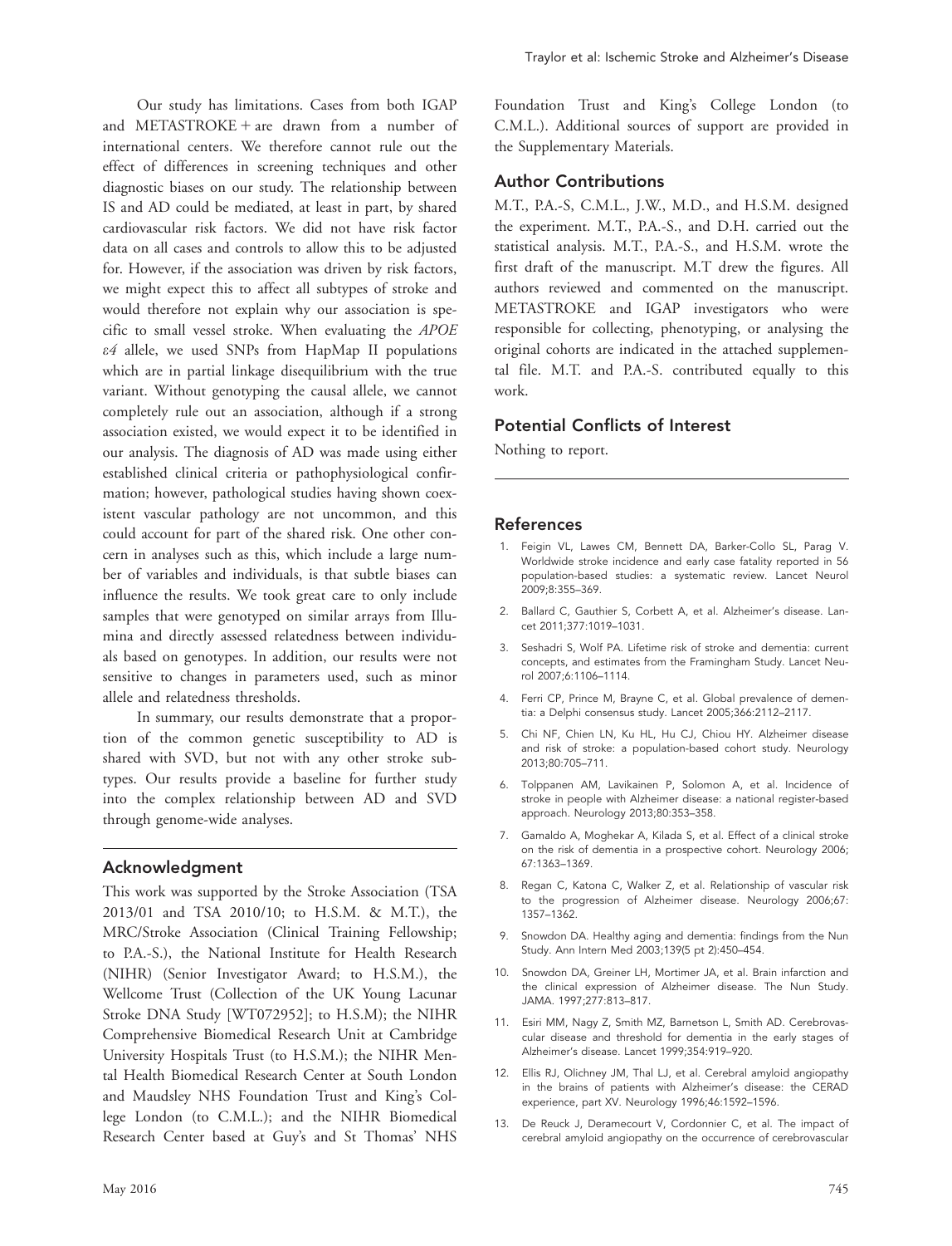Our study has limitations. Cases from both IGAP and METASTROKE+ are drawn from a number of international centers. We therefore cannot rule out the effect of differences in screening techniques and other diagnostic biases on our study. The relationship between IS and AD could be mediated, at least in part, by shared cardiovascular risk factors. We did not have risk factor data on all cases and controls to allow this to be adjusted for. However, if the association was driven by risk factors, we might expect this to affect all subtypes of stroke and would therefore not explain why our association is specific to small vessel stroke. When evaluating the *APOE ε4* allele, we used SNPs from HapMap II populations which are in partial linkage disequilibrium with the true variant. Without genotyping the causal allele, we cannot completely rule out an association, although if a strong association existed, we would expect it to be identified in our analysis. The diagnosis of AD was made using either established clinical criteria or pathophysiological confirmation; however, pathological studies having shown coexistent vascular pathology are not uncommon, and this could account for part of the shared risk. One other concern in analyses such as this, which include a large number of variables and individuals, is that subtle biases can influence the results. We took great care to only include samples that were genotyped on similar arrays from Illumina and directly assessed relatedness between individuals based on genotypes. In addition, our results were not sensitive to changes in parameters used, such as minor allele and relatedness thresholds.

In summary, our results demonstrate that a proportion of the common genetic susceptibility to AD is shared with SVD, but not with any other stroke subtypes. Our results provide a baseline for further study into the complex relationship between AD and SVD through genome-wide analyses.

## Acknowledgment

This work was supported by the Stroke Association (TSA 2013/01 and TSA 2010/10; to H.S.M. & M.T.), the MRC/Stroke Association (Clinical Training Fellowship; to P.A.-S.), the National Institute for Health Research (NIHR) (Senior Investigator Award; to H.S.M.), the Wellcome Trust (Collection of the UK Young Lacunar Stroke DNA Study [WT072952]; to H.S.M); the NIHR Comprehensive Biomedical Research Unit at Cambridge University Hospitals Trust (to H.S.M.); the NIHR Mental Health Biomedical Research Center at South London and Maudsley NHS Foundation Trust and King's College London (to C.M.L.); and the NIHR Biomedical Research Center based at Guy's and St Thomas' NHS Foundation Trust and King's College London (to C.M.L.). Additional sources of support are provided in the Supplementary Materials.

## Author Contributions

M.T., P.A.-S, C.M.L., J.W., M.D., and H.S.M. designed the experiment. M.T., P.A.-S., and D.H. carried out the statistical analysis. M.T., P.A.-S., and H.S.M. wrote the first draft of the manuscript. M.T drew the figures. All authors reviewed and commented on the manuscript. METASTROKE and IGAP investigators who were responsible for collecting, phenotyping, or analysing the original cohorts are indicated in the attached supplemental file. M.T. and P.A.-S. contributed equally to this work.

## Potential Conflicts of Interest

Nothing to report.

## References

1. Feigin VL, Lawes CM, Bennett DA, Barker-Collo SL, Parag V. Worldwide stroke incidence and early case fatality reported in 56 population-based studies: a systematic review. Lancet Neurol 2009;8:355–369.
2. Ballard C, Gauthier S, Corbett A, et al. Alzheimer's disease. Lancet 2011;377:1019–1031.
3. Seshadri S, Wolf PA. Lifetime risk of stroke and dementia: current concepts, and estimates from the Framingham Study. Lancet Neurol 2007;6:1106–1114.
4. Ferri CP, Prince M, Brayne C, et al. Global prevalence of dementia: a Delphi consensus study. Lancet 2005;366:2112–2117.
5. Chi NF, Chien LN, Ku HL, Hu CJ, Chiou HY. Alzheimer disease and risk of stroke: a population-based cohort study. Neurology 2013;80:705–711.
6. Tolppanen AM, Lavikainen P, Solomon A, et al. Incidence of stroke in people with Alzheimer disease: a national register-based approach. Neurology 2013;80:353–358.
7. Gamaldo A, Moghekar A, Kilada S, et al. Effect of a clinical stroke on the risk of dementia in a prospective cohort. Neurology 2006; 67:1363–1369.
8. Regan C, Katona C, Walker Z, et al. Relationship of vascular risk to the progression of Alzheimer disease. Neurology 2006;67: 1357–1362.
9. Snowdon DA. Healthy aging and dementia: findings from the Nun Study. Ann Intern Med 2003;139(5 pt 2):450–454.
10. Snowdon DA, Greiner LH, Mortimer JA, et al. Brain infarction and the clinical expression of Alzheimer disease. The Nun Study. JAMA. 1997;277:813–817.
11. Esiri MM, Nagy Z, Smith MZ, Barnetson L, Smith AD. Cerebrovascular disease and threshold for dementia in the early stages of Alzheimer's disease. Lancet 1999;354:919–920.
12. Ellis RJ, Olichney JM, Thal LJ, et al. Cerebral amyloid angiopathy in the brains of patients with Alzheimer's disease: the CERAD experience, part XV. Neurology 1996;46:1592–1596.
13. De Reuck J, Deramecourt V, Cordonnier C, et al. The impact of cerebral amyloid angiopathy on the occurrence of cerebrovascular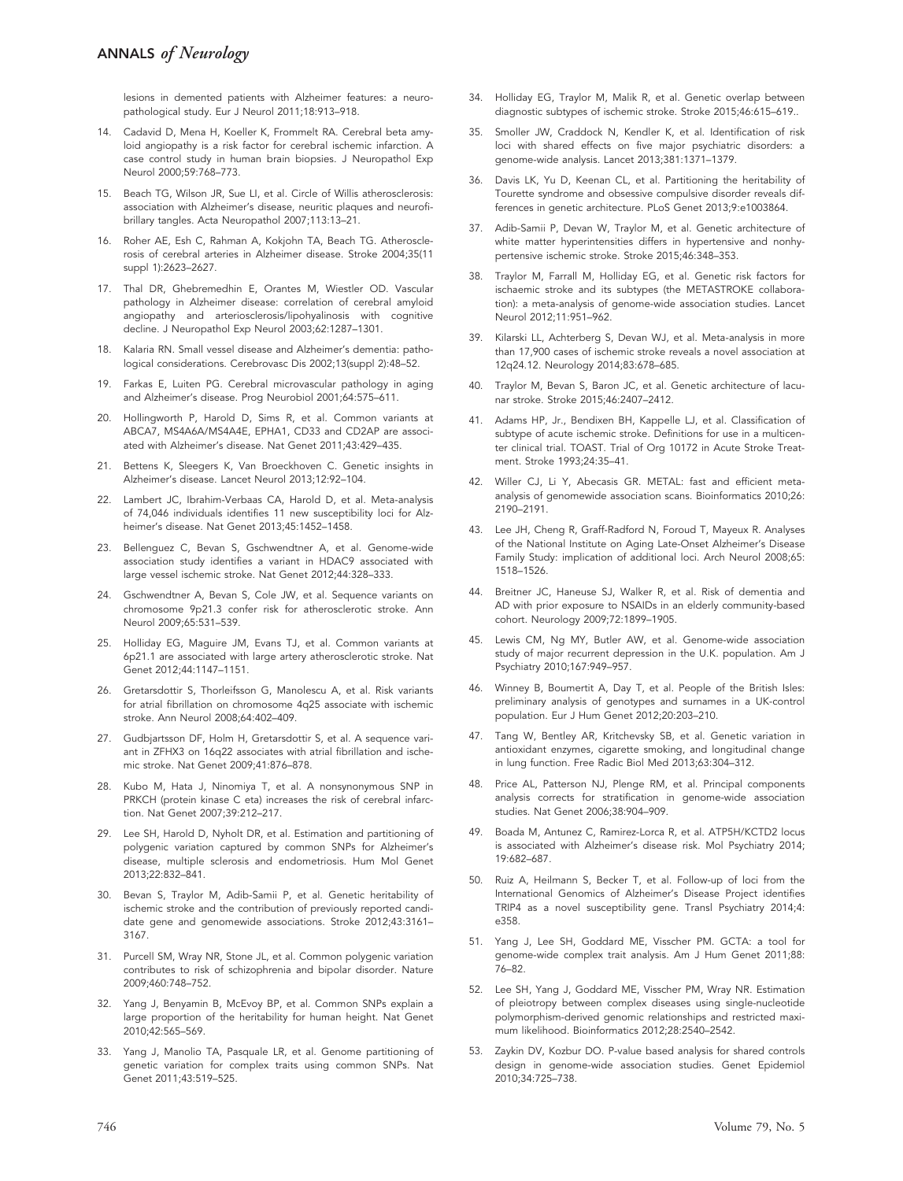lesions in demented patients with Alzheimer features: a neuropathological study. Eur J Neurol 2011;18:913–918.

14. Cadavid D, Mena H, Koeller K, Frommelt RA. Cerebral beta amyloid angiopathy is a risk factor for cerebral ischemic infarction. A case control study in human brain biopsies. J Neuropathol Exp Neurol 2000;59:768–773.
15. Beach TG, Wilson JR, Sue LI, et al. Circle of Willis atherosclerosis: association with Alzheimer's disease, neuritic plaques and neurofibrillary tangles. Acta Neuropathol 2007;113:13–21.
16. Roher AE, Esh C, Rahman A, Kokjohn TA, Beach TG. Atherosclerosis of cerebral arteries in Alzheimer disease. Stroke 2004;35(11 suppl 1):2623–2627.
17. Thal DR, Ghebremedhin E, Orantes M, Wiestler OD. Vascular pathology in Alzheimer disease: correlation of cerebral amyloid angiopathy and arteriosclerosis/lipohyalinosis with cognitive decline. J Neuropathol Exp Neurol 2003;62:1287–1301.
18. Kalaria RN. Small vessel disease and Alzheimer's dementia: pathological considerations. Cerebrovasc Dis 2002;13(suppl 2):48–52.
19. Farkas E, Luiten PG. Cerebral microvascular pathology in aging and Alzheimer's disease. Prog Neurobiol 2001;64:575–611.
20. Hollingworth P, Harold D, Sims R, et al. Common variants at ABCA7, MS4A6A/MS4A4E, EPHA1, CD33 and CD2AP are associated with Alzheimer's disease. Nat Genet 2011;43:429–435.
21. Bettens K, Sleegers K, Van Broeckhoven C. Genetic insights in Alzheimer's disease. Lancet Neurol 2013;12:92–104.
22. Lambert JC, Ibrahim-Verbaas CA, Harold D, et al. Meta-analysis of 74,046 individuals identifies 11 new susceptibility loci for Alzheimer's disease. Nat Genet 2013;45:1452–1458.
23. Bellenguez C, Bevan S, Gschwendtner A, et al. Genome-wide association study identifies a variant in HDAC9 associated with large vessel ischemic stroke. Nat Genet 2012;44:328–333.
24. Gschwendtner A, Bevan S, Cole JW, et al. Sequence variants on chromosome 9p21.3 confer risk for atherosclerotic stroke. Ann Neurol 2009;65:531–539.
25. Holliday EG, Maguire JM, Evans TJ, et al. Common variants at 6p21.1 are associated with large artery atherosclerotic stroke. Nat Genet 2012;44:1147–1151.
26. Gretarsdottir S, Thorleifsson G, Manolescu A, et al. Risk variants for atrial fibrillation on chromosome 4q25 associate with ischemic stroke. Ann Neurol 2008;64:402–409.
27. Gudbjartsson DF, Holm H, Gretarsdottir S, et al. A sequence variant in ZFHX3 on 16q22 associates with atrial fibrillation and ischemic stroke. Nat Genet 2009;41:876–878.
28. Kubo M, Hata J, Ninomiya T, et al. A nonsynonymous SNP in PRKCH (protein kinase C eta) increases the risk of cerebral infarction. Nat Genet 2007;39:212–217.
29. Lee SH, Harold D, Nyholt DR, et al. Estimation and partitioning of polygenic variation captured by common SNPs for Alzheimer's disease, multiple sclerosis and endometriosis. Hum Mol Genet 2013;22:832–841.
30. Bevan S, Traylor M, Adib-Samii P, et al. Genetic heritability of ischemic stroke and the contribution of previously reported candidate gene and genomewide associations. Stroke 2012;43:3161–3167.
31. Purcell SM, Wray NR, Stone JL, et al. Common polygenic variation contributes to risk of schizophrenia and bipolar disorder. Nature 2009;460:748–752.
32. Yang J, Benyamin B, McEvoy BP, et al. Common SNPs explain a large proportion of the heritability for human height. Nat Genet 2010;42:565–569.
33. Yang J, Manolio TA, Pasquale LR, et al. Genome partitioning of genetic variation for complex traits using common SNPs. Nat Genet 2011;43:519–525.
34. Holliday EG, Traylor M, Malik R, et al. Genetic overlap between diagnostic subtypes of ischemic stroke. Stroke 2015;46:615–619..
35. Smoller JW, Craddock N, Kendler K, et al. Identification of risk loci with shared effects on five major psychiatric disorders: a genome-wide analysis. Lancet 2013;381:1371–1379.
36. Davis LK, Yu D, Keenan CL, et al. Partitioning the heritability of Tourette syndrome and obsessive compulsive disorder reveals differences in genetic architecture. PLoS Genet 2013;9:e1003864.
37. Adib-Samii P, Devan W, Traylor M, et al. Genetic architecture of white matter hyperintensities differs in hypertensive and nonhypertensive ischemic stroke. Stroke 2015;46:348–353.
38. Traylor M, Farrall M, Holliday EG, et al. Genetic risk factors for ischaemic stroke and its subtypes (the METASTROKE collaboration): a meta-analysis of genome-wide association studies. Lancet Neurol 2012;11:951–962.
39. Kilarski LL, Achterberg S, Devan WJ, et al. Meta-analysis in more than 17,900 cases of ischemic stroke reveals a novel association at 12q24.12. Neurology 2014;83:678–685.
40. Traylor M, Bevan S, Baron JC, et al. Genetic architecture of lacunar stroke. Stroke 2015;46:2407–2412.
41. Adams HP, Jr., Bendixen BH, Kappelle LJ, et al. Classification of subtype of acute ischemic stroke. Definitions for use in a multicenter clinical trial. TOAST. Trial of Org 10172 in Acute Stroke Treatment. Stroke 1993;24:35–41.
42. Willer CJ, Li Y, Abecasis GR. METAL: fast and efficient meta-analysis of genomewide association scans. Bioinformatics 2010;26:2190–2191.
43. Lee JH, Cheng R, Graff-Radford N, Foroud T, Mayeux R. Analyses of the National Institute on Aging Late-Onset Alzheimer's Disease Family Study: implication of additional loci. Arch Neurol 2008;65:1518–1526.
44. Breitner JC, Haneuse SJ, Walker R, et al. Risk of dementia and AD with prior exposure to NSAIDs in an elderly community-based cohort. Neurology 2009;72:1899–1905.
45. Lewis CM, Ng MY, Butler AW, et al. Genome-wide association study of major recurrent depression in the U.K. population. Am J Psychiatry 2010;167:949–957.
46. Winney B, Boumertit A, Day T, et al. People of the British Isles: preliminary analysis of genotypes and surnames in a UK-control population. Eur J Hum Genet 2012;20:203–210.
47. Tang W, Bentley AR, Kritchevsky SB, et al. Genetic variation in antioxidant enzymes, cigarette smoking, and longitudinal change in lung function. Free Radic Biol Med 2013;63:304–312.
48. Price AL, Patterson NJ, Plenge RM, et al. Principal components analysis corrects for stratification in genome-wide association studies. Nat Genet 2006;38:904–909.
49. Boada M, Antunez C, Ramirez-Lorca R, et al. ATP5H/KCTD2 locus is associated with Alzheimer's disease risk. Mol Psychiatry 2014;19:682–687.
50. Ruiz A, Heilmann S, Becker T, et al. Follow-up of loci from the International Genomics of Alzheimer's Disease Project identifies TRIP4 as a novel susceptibility gene. Transl Psychiatry 2014;4:e358.
51. Yang J, Lee SH, Goddard ME, Visscher PM. GCTA: a tool for genome-wide complex trait analysis. Am J Hum Genet 2011;88:76–82.
52. Lee SH, Yang J, Goddard ME, Visscher PM, Wray NR. Estimation of pleiotropy between complex diseases using single-nucleotide polymorphism-derived genomic relationships and restricted maximum likelihood. Bioinformatics 2012;28:2540–2542.
53. Zaykin DV, Kozbur DO. P-value based analysis for shared controls design in genome-wide association studies. Genet Epidemiol 2010;34:725–738.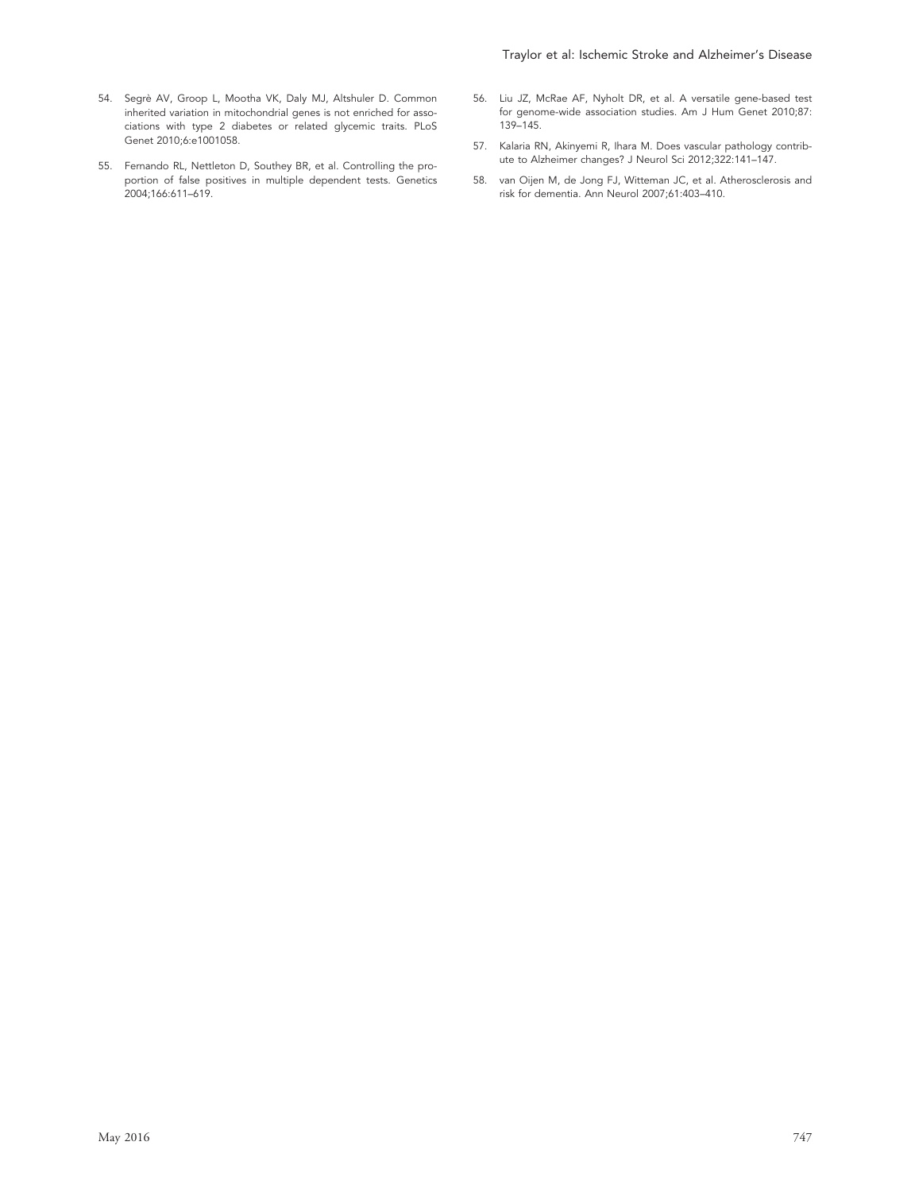54. Segrè AV, Groop L, Mootha VK, Daly MJ, Altshuler D. Common inherited variation in mitochondrial genes is not enriched for associations with type 2 diabetes or related glycemic traits. PLoS Genet 2010;6:e1001058.

55. Fernando RL, Nettleton D, Southey BR, et al. Controlling the proportion of false positives in multiple dependent tests. Genetics 2004;166:611–619.

56. Liu JZ, McRae AF, Nyholt DR, et al. A versatile gene-based test for genome-wide association studies. Am J Hum Genet 2010;87: 139–145.

57. Kalaria RN, Akinyemi R, Ihara M. Does vascular pathology contribute to Alzheimer changes? J Neurol Sci 2012;322:141–147.

58. van Oijen M, de Jong FJ, Witteman JC, et al. Atherosclerosis and risk for dementia. Ann Neurol 2007;61:403–410.